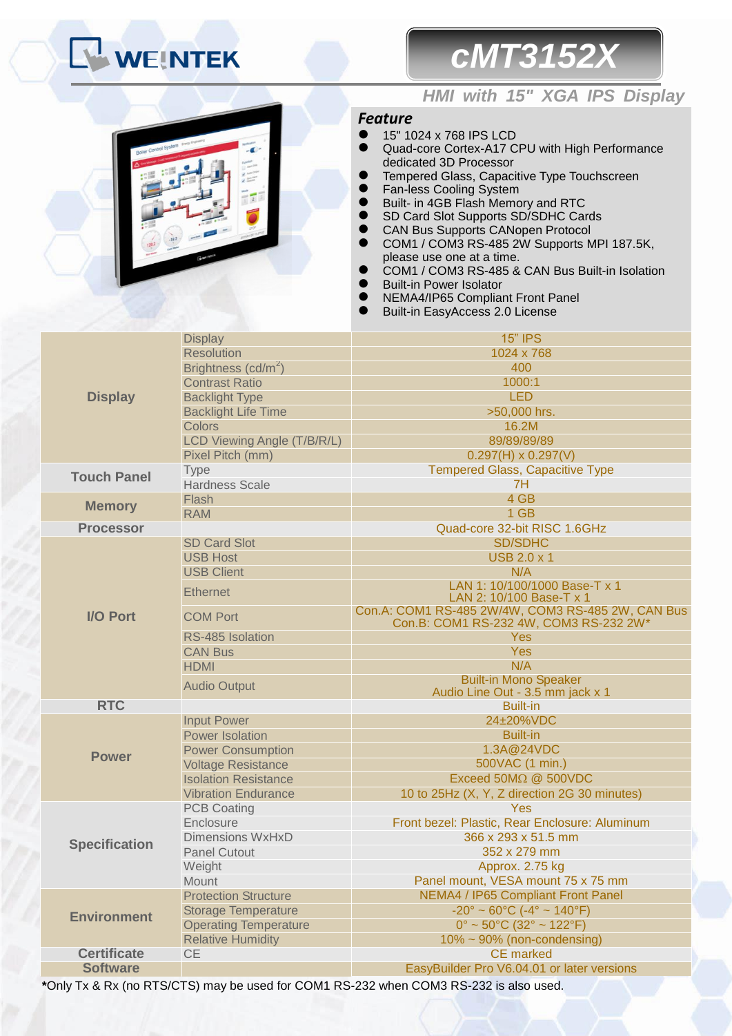# WEINTEK

# cMT3152X

## HMI with 15" XGA IPS Display

### Feature

- 15" 1024 x 768 IPS LCD
- Quad-core Cortex-A17 CPU with High Performance dedicated 3D Processor
- Tempered Glass, Capacitive Type Touchscreen
- Fan-less Cooling System
- Built- in 4GB Flash Memory and RTC
- SD Card Slot Supports SD/SDHC Cards
- CAN Bus Supports CANopen Protocol
- COM1 / COM3 RS-485 2W Supports MPI 187.5K, please use one at a time.
- COM1 / COM3 RS-485 & CAN Bus Built-in Isolation
- Built-in Power Isolator
- NEMA4/IP65 Compliant Front Panel
- Built-in EasyAccess 2.0 License

| | | |
|---|---|---|
| **Display** | Display | 15" IPS |
| | Resolution | 1024 x 768 |
| | Brightness (cd/m$^2$) | 400 |
| | Contrast Ratio | 1000:1 |
| | Backlight Type | LED |
| | Backlight Life Time | >50,000 hrs. |
| | Colors | 16.2M |
| | LCD Viewing Angle (T/B/R/L) | 89/89/89/89 |
| | Pixel Pitch (mm) | 0.297(H) x 0.297(V) |
| **Touch Panel** | Type | Tempered Glass, Capacitive Type |
| | Hardness Scale | 7H |
| **Memory** | Flash | 4 GB |
| | RAM | 1 GB |
| **Processor** | | Quad-core 32-bit RISC 1.6GHz |
| **I/O Port** | SD Card Slot | SD/SDHC |
| | USB Host | USB 2.0 x 1 |
| | USB Client | N/A |
| | Ethernet | LAN 1: 10/100/1000 Base-T x 1<br>LAN 2: 10/100 Base-T x 1 |
| | COM Port | Con.A: COM1 RS-485 2W/4W, COM3 RS-485 2W, CAN Bus<br>Con.B: COM1 RS-232 4W, COM3 RS-232 2W* |
| | RS-485 Isolation | Yes |
| | CAN Bus | Yes |
| | HDMI | N/A |
| | Audio Output | Built-in Mono Speaker<br>Audio Line Out - 3.5 mm jack x 1 |
| **RTC** | | Built-in |
| **Power** | Input Power | 24±20%VDC |
| | Power Isolation | Built-in |
| | Power Consumption | 1.3A@24VDC |
| | Voltage Resistance | 500VAC (1 min.) |
| | Isolation Resistance | Exceed 50MΩ @ 500VDC |
| | Vibration Endurance | 10 to 25Hz (X, Y, Z direction 2G 30 minutes) |
| **Specification** | PCB Coating | Yes |
| | Enclosure | Front bezel: Plastic, Rear Enclosure: Aluminum |
| | Dimensions WxHxD | 366 x 293 x 51.5 mm |
| | Panel Cutout | 352 x 279 mm |
| | Weight | Approx. 2.75 kg |
| | Mount | Panel mount, VESA mount 75 x 75 mm |
| **Environment** | Protection Structure | NEMA4 / IP65 Compliant Front Panel |
| | Storage Temperature | -20° ~ 60°C (-4° ~ 140°F) |
| | Operating Temperature | 0° ~ 50°C (32° ~ 122°F) |
| | Relative Humidity | 10% ~ 90% (non-condensing) |
| **Certificate** | CE | CE marked |
| **Software** | | EasyBuilder Pro V6.04.01 or later versions |

***Only Tx & Rx (no RTS/CTS) may be used for COM1 RS-232 when COM3 RS-232 is also used.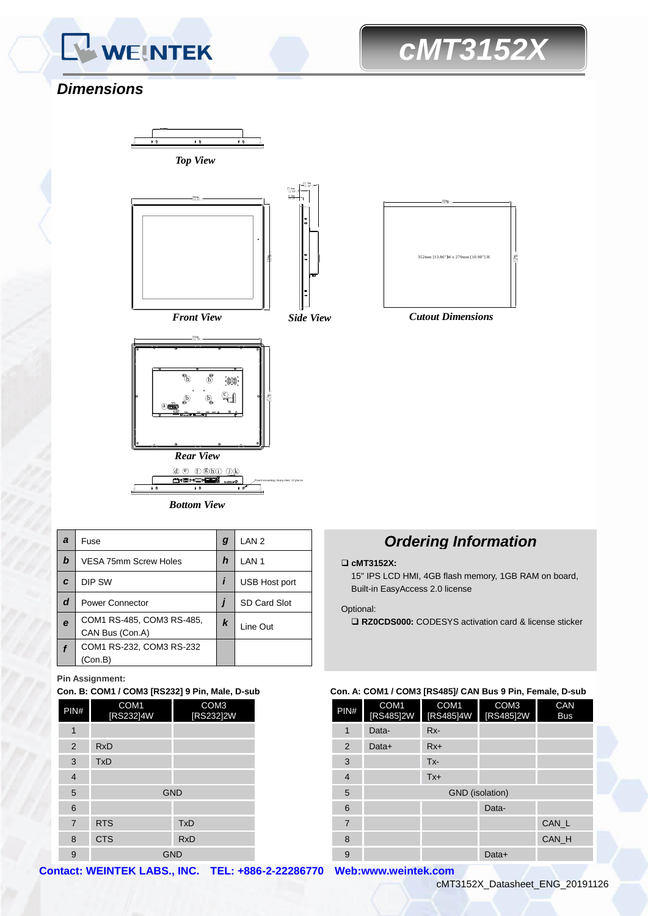## Dimensions

Top View

Front View

Side View

352mm [13.86"]W x 279mm [10.98"] H

Cutout Dimensions

Rear View

Panel mounting clamp slots, 12 places

Bottom View

| | | | |
|---|---|---|---|
| ***a*** | Fuse | ***g*** | LAN 2 |
| ***b*** | VESA 75mm Screw Holes | ***h*** | LAN 1 |
| ***c*** | DIP SW | ***i*** | USB Host port |
| ***d*** | Power Connector | ***j*** | SD Card Slot |
| ***e*** | COM1 RS-485, COM3 RS-485, CAN Bus (Con.A) | ***k*** | Line Out |
| ***f*** | COM1 RS-232, COM3 RS-232 (Con.B) | | |

## Ordering Information

❑ **cMT3152X:**
15" IPS LCD HMI, 4GB flash memory, 1GB RAM on board, Built-in EasyAccess 2.0 license

Optional:
❑ **RZ0CDS000:** CODESYS activation card & license sticker

**Pin Assignment:**

**Con. B: COM1 / COM3 [RS232] 9 Pin, Male, D-sub**

| PIN# | COM1 [RS232]4W | COM3 [RS232]2W |
|---|---|---|
| 1 | | |
| 2 | RxD | |
| 3 | TxD | |
| 4 | | |
| 5 | GND | |
| 6 | | |
| 7 | RTS | TxD |
| 8 | CTS | RxD |
| 9 | GND | |

**Con. A: COM1 / COM3 [RS485]/ CAN Bus 9 Pin, Female, D-sub**

| PIN# | COM1 [RS485]2W | COM1 [RS485]4W | COM3 [RS485]2W | CAN Bus |
|---|---|---|---|---|
| 1 | Data- | Rx- | | |
| 2 | Data+ | Rx+ | | |
| 3 | | Tx- | | |
| 4 | | Tx+ | | |
| 5 | GND (isolation) | | | |
| 6 | | | Data- | |
| 7 | | | | CAN_L |
| 8 | | | | CAN_H |
| 9 | | | Data+ | |

**Contact: WEINTEK LABS., INC. TEL: +886-2-22286770 Web:www.weintek.com**

cMT3152X_Datasheet_ENG_20191126